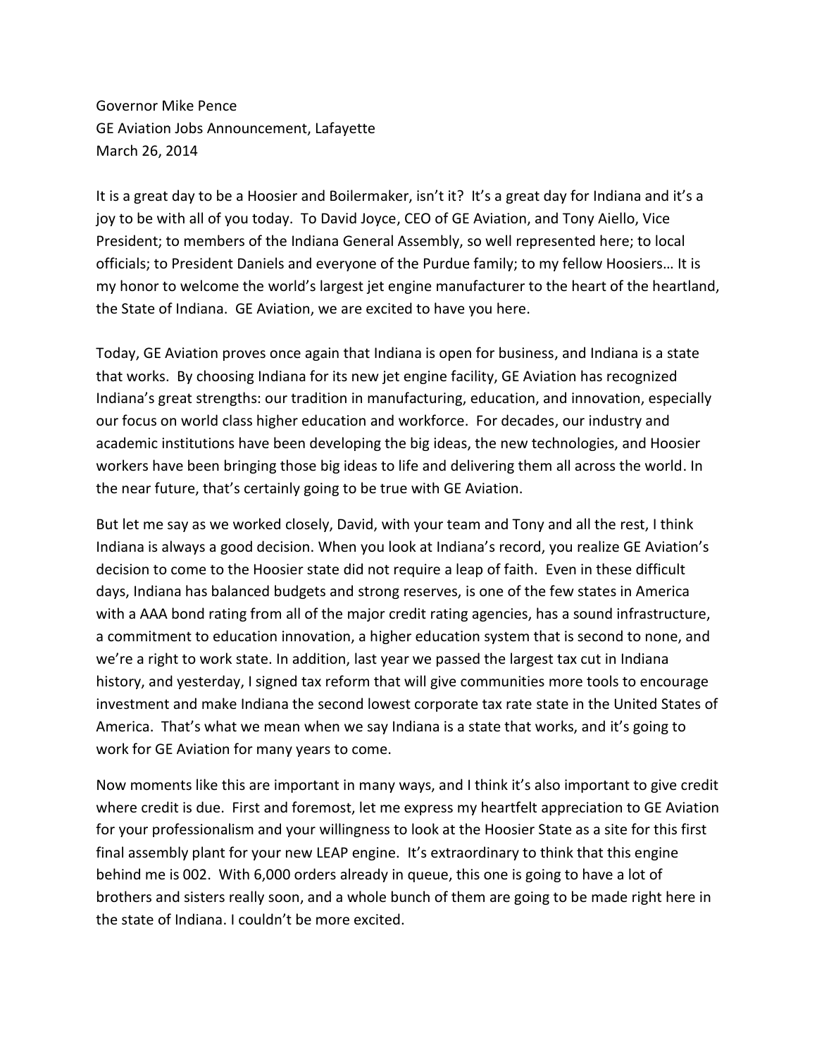Governor Mike Pence
GE Aviation Jobs Announcement, Lafayette
March 26, 2014

It is a great day to be a Hoosier and Boilermaker, isn't it? It's a great day for Indiana and it's a joy to be with all of you today. To David Joyce, CEO of GE Aviation, and Tony Aiello, Vice President; to members of the Indiana General Assembly, so well represented here; to local officials; to President Daniels and everyone of the Purdue family; to my fellow Hoosiers… It is my honor to welcome the world's largest jet engine manufacturer to the heart of the heartland, the State of Indiana. GE Aviation, we are excited to have you here.

Today, GE Aviation proves once again that Indiana is open for business, and Indiana is a state that works. By choosing Indiana for its new jet engine facility, GE Aviation has recognized Indiana's great strengths: our tradition in manufacturing, education, and innovation, especially our focus on world class higher education and workforce. For decades, our industry and academic institutions have been developing the big ideas, the new technologies, and Hoosier workers have been bringing those big ideas to life and delivering them all across the world. In the near future, that's certainly going to be true with GE Aviation.

But let me say as we worked closely, David, with your team and Tony and all the rest, I think Indiana is always a good decision. When you look at Indiana's record, you realize GE Aviation's decision to come to the Hoosier state did not require a leap of faith. Even in these difficult days, Indiana has balanced budgets and strong reserves, is one of the few states in America with a AAA bond rating from all of the major credit rating agencies, has a sound infrastructure, a commitment to education innovation, a higher education system that is second to none, and we're a right to work state. In addition, last year we passed the largest tax cut in Indiana history, and yesterday, I signed tax reform that will give communities more tools to encourage investment and make Indiana the second lowest corporate tax rate state in the United States of America. That's what we mean when we say Indiana is a state that works, and it's going to work for GE Aviation for many years to come.

Now moments like this are important in many ways, and I think it's also important to give credit where credit is due. First and foremost, let me express my heartfelt appreciation to GE Aviation for your professionalism and your willingness to look at the Hoosier State as a site for this first final assembly plant for your new LEAP engine. It's extraordinary to think that this engine behind me is 002. With 6,000 orders already in queue, this one is going to have a lot of brothers and sisters really soon, and a whole bunch of them are going to be made right here in the state of Indiana. I couldn't be more excited.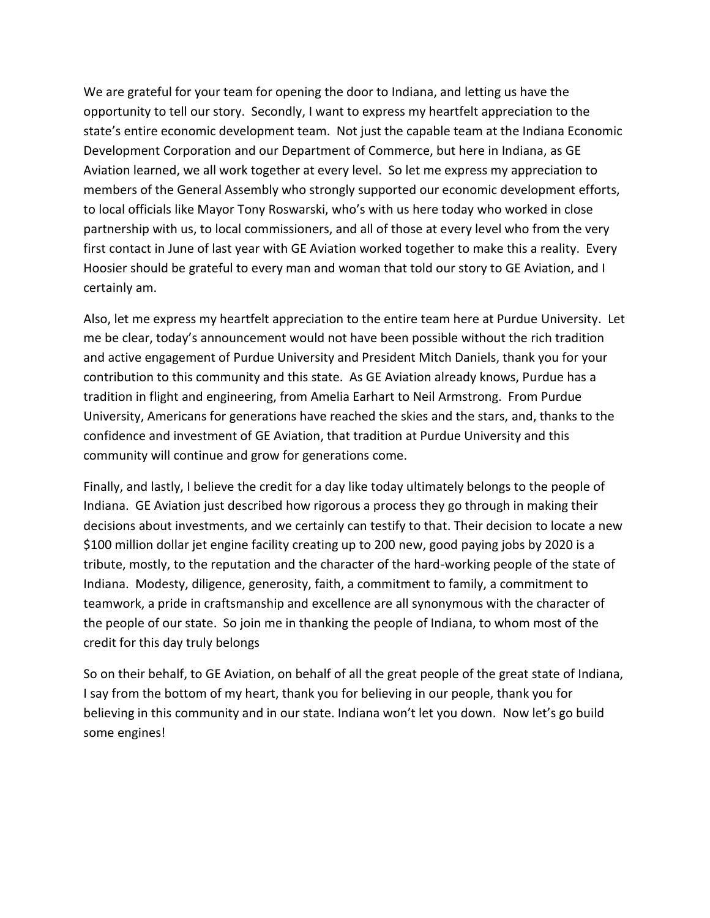We are grateful for your team for opening the door to Indiana, and letting us have the opportunity to tell our story. Secondly, I want to express my heartfelt appreciation to the state's entire economic development team. Not just the capable team at the Indiana Economic Development Corporation and our Department of Commerce, but here in Indiana, as GE Aviation learned, we all work together at every level. So let me express my appreciation to members of the General Assembly who strongly supported our economic development efforts, to local officials like Mayor Tony Roswarski, who's with us here today who worked in close partnership with us, to local commissioners, and all of those at every level who from the very first contact in June of last year with GE Aviation worked together to make this a reality. Every Hoosier should be grateful to every man and woman that told our story to GE Aviation, and I certainly am.

Also, let me express my heartfelt appreciation to the entire team here at Purdue University. Let me be clear, today's announcement would not have been possible without the rich tradition and active engagement of Purdue University and President Mitch Daniels, thank you for your contribution to this community and this state. As GE Aviation already knows, Purdue has a tradition in flight and engineering, from Amelia Earhart to Neil Armstrong. From Purdue University, Americans for generations have reached the skies and the stars, and, thanks to the confidence and investment of GE Aviation, that tradition at Purdue University and this community will continue and grow for generations come.

Finally, and lastly, I believe the credit for a day like today ultimately belongs to the people of Indiana. GE Aviation just described how rigorous a process they go through in making their decisions about investments, and we certainly can testify to that. Their decision to locate a new $100 million dollar jet engine facility creating up to 200 new, good paying jobs by 2020 is a tribute, mostly, to the reputation and the character of the hard-working people of the state of Indiana. Modesty, diligence, generosity, faith, a commitment to family, a commitment to teamwork, a pride in craftsmanship and excellence are all synonymous with the character of the people of our state. So join me in thanking the people of Indiana, to whom most of the credit for this day truly belongs

So on their behalf, to GE Aviation, on behalf of all the great people of the great state of Indiana, I say from the bottom of my heart, thank you for believing in our people, thank you for believing in this community and in our state. Indiana won't let you down. Now let's go build some engines!